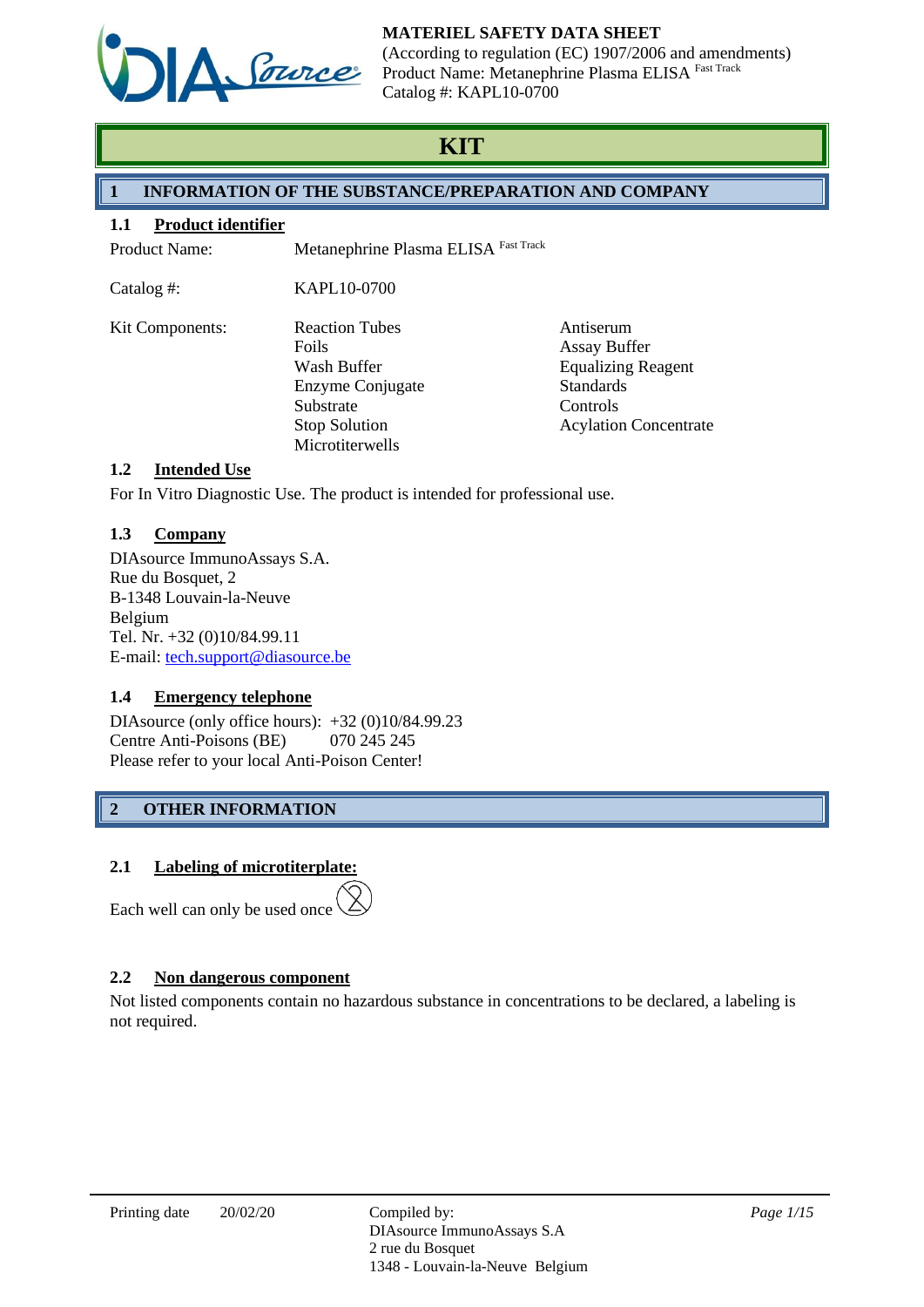**MATERIEL SAFETY DATA SHEET**
(According to regulation (EC) 1907/2006 and amendments)
Product Name: Metanephrine Plasma ELISA Fast Track
Catalog #: KAPL10-0700

# KIT

## 1 INFORMATION OF THE SUBSTANCE/PREPARATION AND COMPANY

### 1.1 Product identifier

Product Name: Metanephrine Plasma ELISA Fast Track

Catalog #: KAPL10-0700

Kit Components:

- Reaction Tubes
- Foils
- Wash Buffer
- Enzyme Conjugate
- Substrate
- Stop Solution
- Microtiterwells
- Antiserum
- Assay Buffer
- Equalizing Reagent
- Standards
- Controls
- Acylation Concentrate

### 1.2 Intended Use

For In Vitro Diagnostic Use. The product is intended for professional use.

### 1.3 Company

DIAsource ImmunoAssays S.A.
Rue du Bosquet, 2
B-1348 Louvain-la-Neuve
Belgium
Tel. Nr. +32 (0)10/84.99.11
E-mail: tech.support@diasource.be

### 1.4 Emergency telephone

DIAsource (only office hours): +32 (0)10/84.99.23
Centre Anti-Poisons (BE) 070 245 245
Please refer to your local Anti-Poison Center!

## 2 OTHER INFORMATION

### 2.1 Labeling of microtiterplate:

Each well can only be used once

### 2.2 Non dangerous component

Not listed components contain no hazardous substance in concentrations to be declared, a labeling is not required.

Printing date 20/02/20

Compiled by:
DIAsource ImmunoAssays S.A
2 rue du Bosquet
1348 - Louvain-la-Neuve Belgium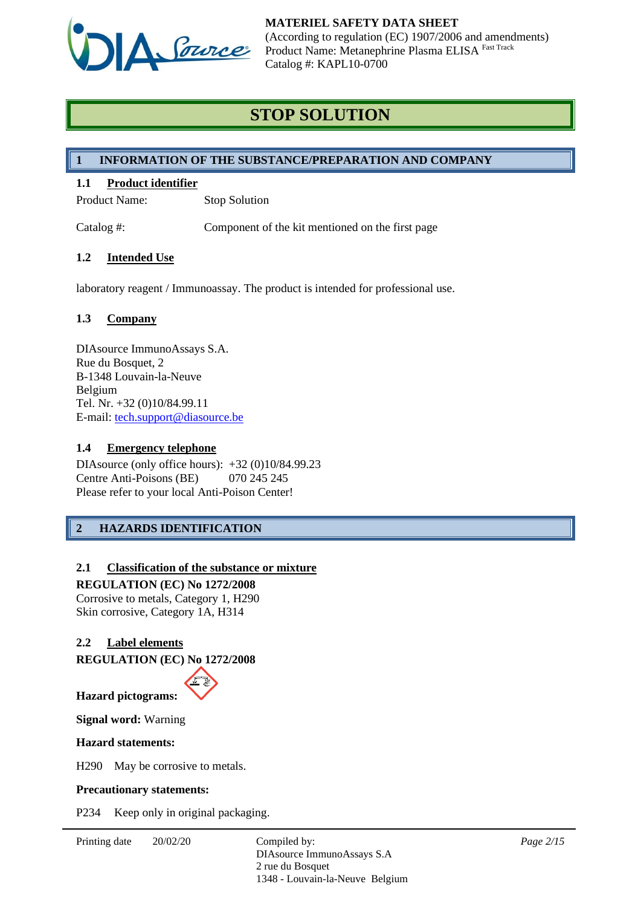# STOP SOLUTION

## 1 INFORMATION OF THE SUBSTANCE/PREPARATION AND COMPANY

### 1.1 Product identifier

Product Name: Stop Solution

Catalog #: Component of the kit mentioned on the first page

### 1.2 Intended Use

laboratory reagent / Immunoassay. The product is intended for professional use.

### 1.3 Company

DIAsource ImmunoAssays S.A.
Rue du Bosquet, 2
B-1348 Louvain-la-Neuve
Belgium
Tel. Nr. +32 (0)10/84.99.11
E-mail: tech.support@diasource.be

### 1.4 Emergency telephone

DIAsource (only office hours): +32 (0)10/84.99.23
Centre Anti-Poisons (BE) 070 245 245
Please refer to your local Anti-Poison Center!

## 2 HAZARDS IDENTIFICATION

### 2.1 Classification of the substance or mixture

**REGULATION (EC) No 1272/2008**
Corrosive to metals, Category 1, H290
Skin corrosive, Category 1A, H314

### 2.2 Label elements

**REGULATION (EC) No 1272/2008**

**Hazard pictograms:**

**Signal word:** Warning

**Hazard statements:**

H290 May be corrosive to metals.

**Precautionary statements:**

P234 Keep only in original packaging.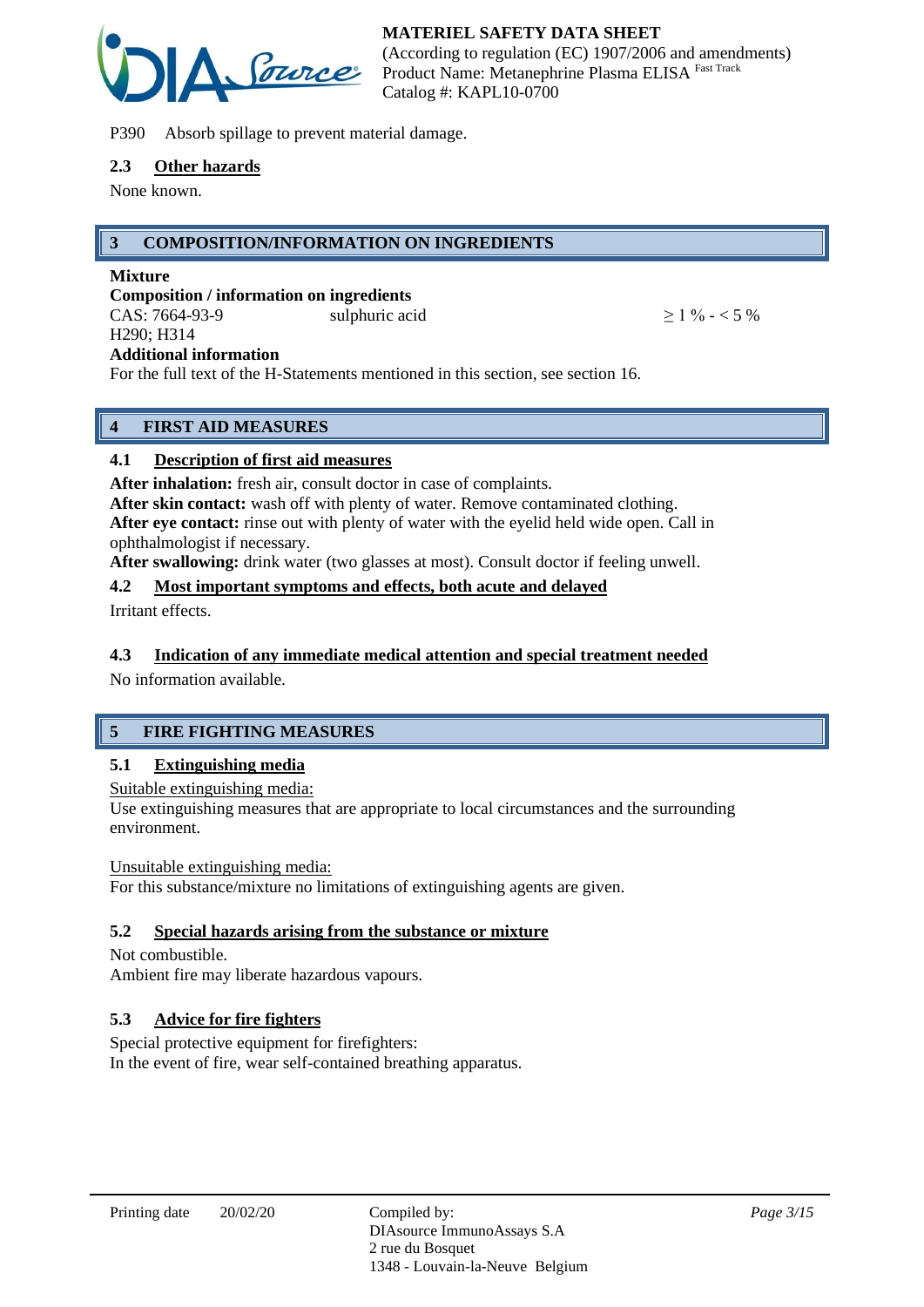P390 Absorb spillage to prevent material damage.

### 2.3 Other hazards

None known.

## 3 COMPOSITION/INFORMATION ON INGREDIENTS

**Mixture**

**Composition / information on ingredients**

| CAS: 7664-93-9 | sulphuric acid | ≥ 1 % - < 5 % |
|---|---|---|
| H290; H314 | | |

**Additional information**

For the full text of the H-Statements mentioned in this section, see section 16.

## 4 FIRST AID MEASURES

### 4.1 Description of first aid measures

**After inhalation:** fresh air, consult doctor in case of complaints.
**After skin contact:** wash off with plenty of water. Remove contaminated clothing.
**After eye contact:** rinse out with plenty of water with the eyelid held wide open. Call in ophthalmologist if necessary.
**After swallowing:** drink water (two glasses at most). Consult doctor if feeling unwell.

### 4.2 Most important symptoms and effects, both acute and delayed

Irritant effects.

### 4.3 Indication of any immediate medical attention and special treatment needed

No information available.

## 5 FIRE FIGHTING MEASURES

### 5.1 Extinguishing media

Suitable extinguishing media:
Use extinguishing measures that are appropriate to local circumstances and the surrounding environment.

Unsuitable extinguishing media:
For this substance/mixture no limitations of extinguishing agents are given.

### 5.2 Special hazards arising from the substance or mixture

Not combustible.
Ambient fire may liberate hazardous vapours.

### 5.3 Advice for fire fighters

Special protective equipment for firefighters:
In the event of fire, wear self-contained breathing apparatus.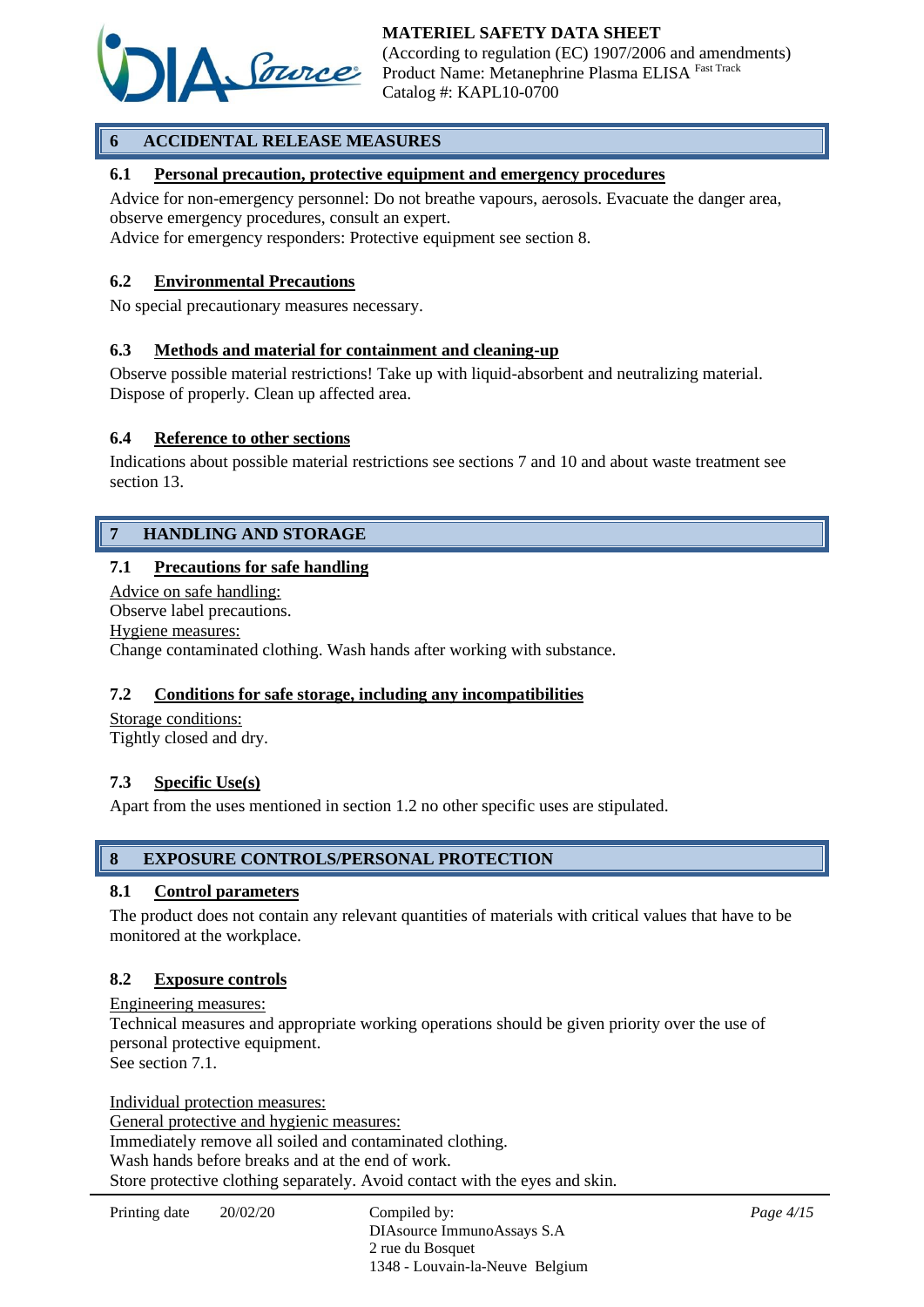## 6 ACCIDENTAL RELEASE MEASURES

### 6.1 Personal precaution, protective equipment and emergency procedures

Advice for non-emergency personnel: Do not breathe vapours, aerosols. Evacuate the danger area, observe emergency procedures, consult an expert.
Advice for emergency responders: Protective equipment see section 8.

### 6.2 Environmental Precautions

No special precautionary measures necessary.

### 6.3 Methods and material for containment and cleaning-up

Observe possible material restrictions! Take up with liquid-absorbent and neutralizing material. Dispose of properly. Clean up affected area.

### 6.4 Reference to other sections

Indications about possible material restrictions see sections 7 and 10 and about waste treatment see section 13.

## 7 HANDLING AND STORAGE

### 7.1 Precautions for safe handling

Advice on safe handling:
Observe label precautions.
Hygiene measures:
Change contaminated clothing. Wash hands after working with substance.

### 7.2 Conditions for safe storage, including any incompatibilities

Storage conditions:
Tightly closed and dry.

### 7.3 Specific Use(s)

Apart from the uses mentioned in section 1.2 no other specific uses are stipulated.

## 8 EXPOSURE CONTROLS/PERSONAL PROTECTION

### 8.1 Control parameters

The product does not contain any relevant quantities of materials with critical values that have to be monitored at the workplace.

### 8.2 Exposure controls

Engineering measures:
Technical measures and appropriate working operations should be given priority over the use of personal protective equipment.
See section 7.1.

Individual protection measures:
General protective and hygienic measures:
Immediately remove all soiled and contaminated clothing.
Wash hands before breaks and at the end of work.
Store protective clothing separately. Avoid contact with the eyes and skin.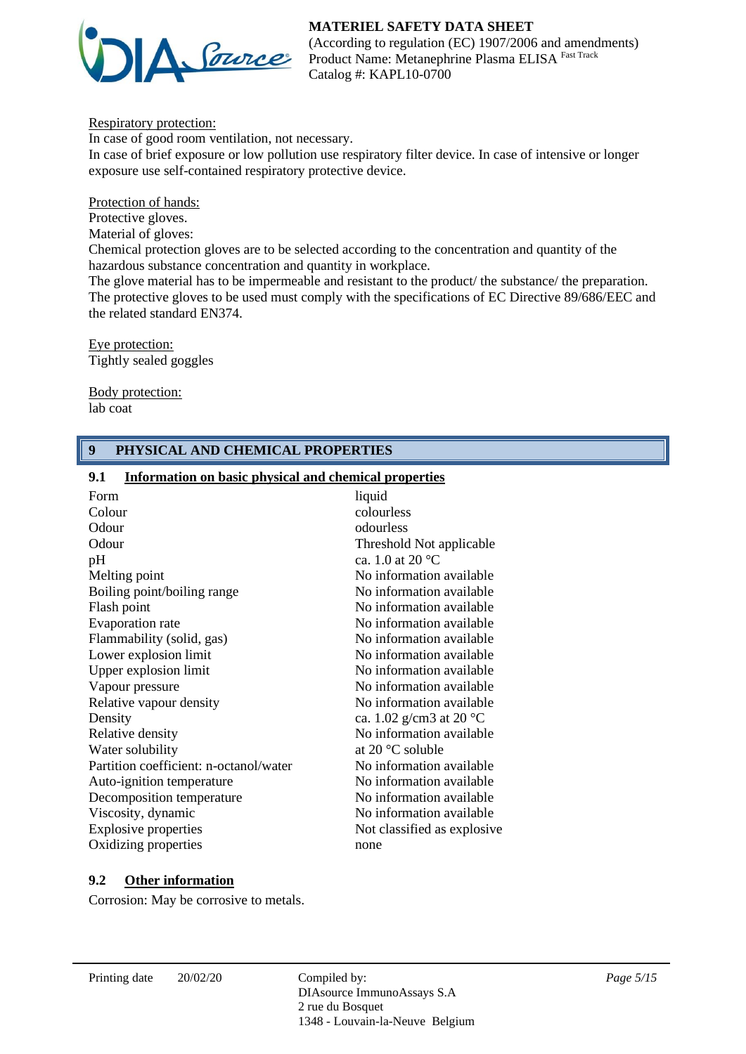Respiratory protection:

In case of good room ventilation, not necessary.
In case of brief exposure or low pollution use respiratory filter device. In case of intensive or longer exposure use self-contained respiratory protective device.

Protection of hands:

Protective gloves.
Material of gloves:
Chemical protection gloves are to be selected according to the concentration and quantity of the hazardous substance concentration and quantity in workplace.
The glove material has to be impermeable and resistant to the product/ the substance/ the preparation.
The protective gloves to be used must comply with the specifications of EC Directive 89/686/EEC and the related standard EN374.

Eye protection:

Tightly sealed goggles

Body protection:

lab coat

## 9 PHYSICAL AND CHEMICAL PROPERTIES

### 9.1 Information on basic physical and chemical properties

| | |
|---|---|
| Form | liquid |
| Colour | colourless |
| Odour | odourless |
| Odour | Threshold Not applicable |
| pH | ca. 1.0 at 20 °C |
| Melting point | No information available |
| Boiling point/boiling range | No information available |
| Flash point | No information available |
| Evaporation rate | No information available |
| Flammability (solid, gas) | No information available |
| Lower explosion limit | No information available |
| Upper explosion limit | No information available |
| Vapour pressure | No information available |
| Relative vapour density | No information available |
| Density | ca. 1.02 g/cm3 at 20 °C |
| Relative density | No information available |
| Water solubility | at 20 °C soluble |
| Partition coefficient: n-octanol/water | No information available |
| Auto-ignition temperature | No information available |
| Decomposition temperature | No information available |
| Viscosity, dynamic | No information available |
| Explosive properties | Not classified as explosive |
| Oxidizing properties | none |

### 9.2 Other information

Corrosion: May be corrosive to metals.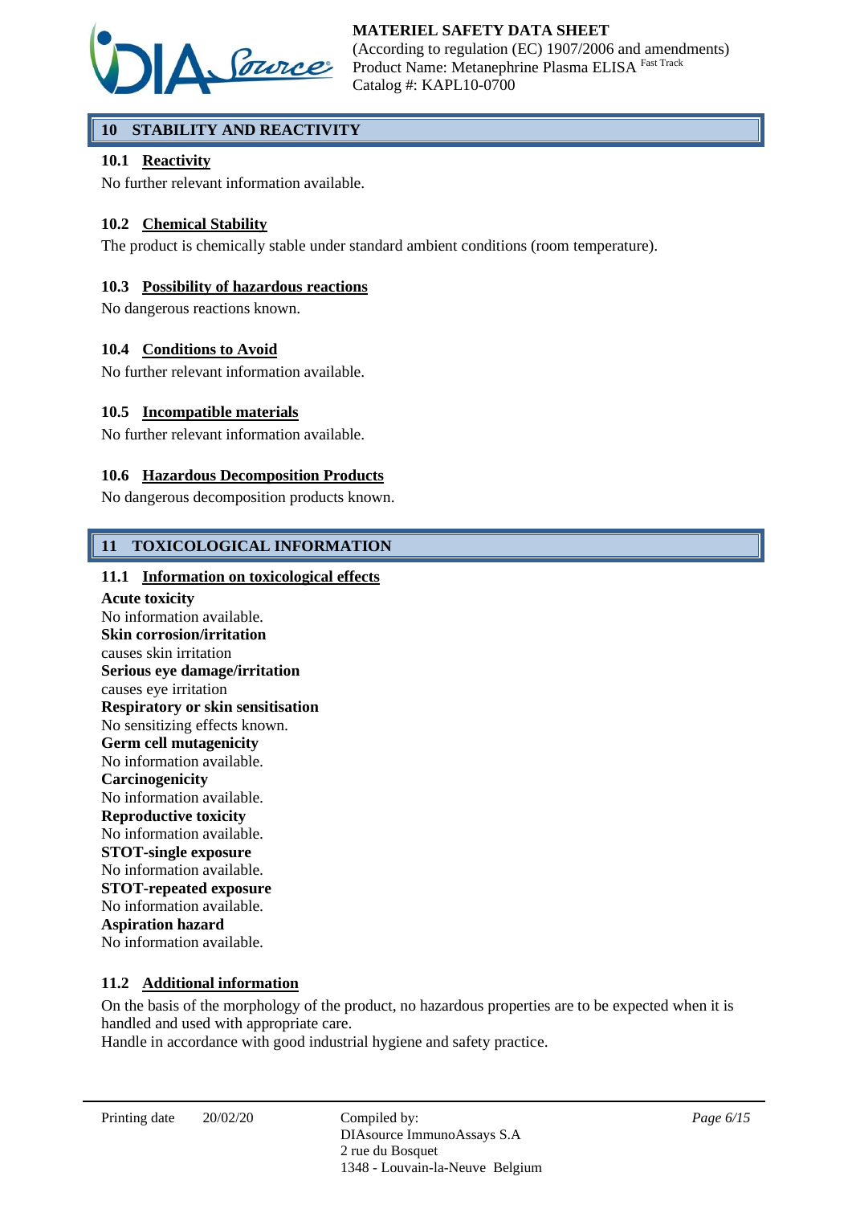## 10 STABILITY AND REACTIVITY

### 10.1 Reactivity

No further relevant information available.

### 10.2 Chemical Stability

The product is chemically stable under standard ambient conditions (room temperature).

### 10.3 Possibility of hazardous reactions

No dangerous reactions known.

### 10.4 Conditions to Avoid

No further relevant information available.

### 10.5 Incompatible materials

No further relevant information available.

### 10.6 Hazardous Decomposition Products

No dangerous decomposition products known.

## 11 TOXICOLOGICAL INFORMATION

### 11.1 Information on toxicological effects

**Acute toxicity**
No information available.
**Skin corrosion/irritation**
causes skin irritation
**Serious eye damage/irritation**
causes eye irritation
**Respiratory or skin sensitisation**
No sensitizing effects known.
**Germ cell mutagenicity**
No information available.
**Carcinogenicity**
No information available.
**Reproductive toxicity**
No information available.
**STOT-single exposure**
No information available.
**STOT-repeated exposure**
No information available.
**Aspiration hazard**
No information available.

### 11.2 Additional information

On the basis of the morphology of the product, no hazardous properties are to be expected when it is handled and used with appropriate care.
Handle in accordance with good industrial hygiene and safety practice.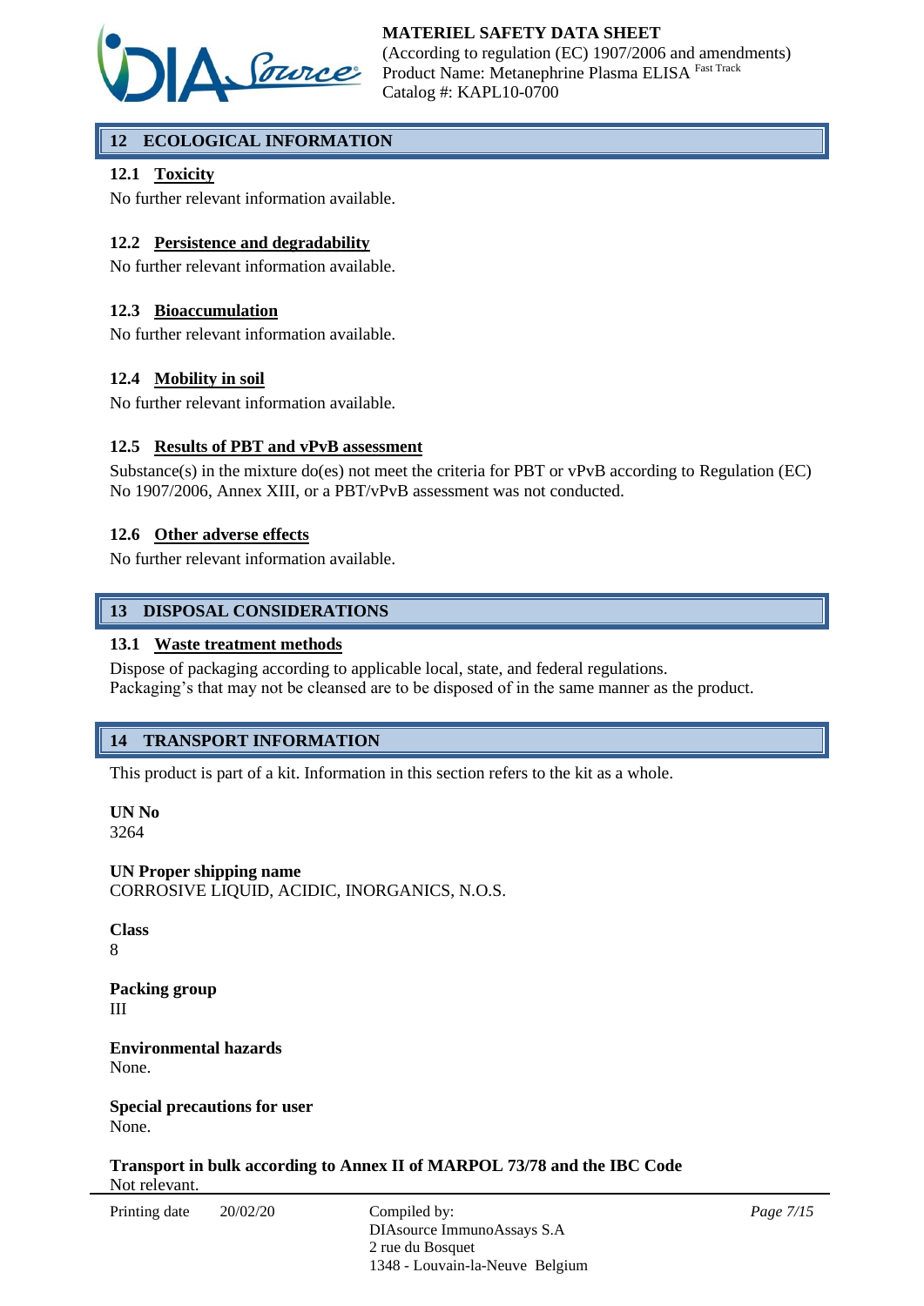## 12 ECOLOGICAL INFORMATION

### 12.1 Toxicity

No further relevant information available.

### 12.2 Persistence and degradability

No further relevant information available.

### 12.3 Bioaccumulation

No further relevant information available.

### 12.4 Mobility in soil

No further relevant information available.

### 12.5 Results of PBT and vPvB assessment

Substance(s) in the mixture do(es) not meet the criteria for PBT or vPvB according to Regulation (EC) No 1907/2006, Annex XIII, or a PBT/vPvB assessment was not conducted.

### 12.6 Other adverse effects

No further relevant information available.

## 13 DISPOSAL CONSIDERATIONS

### 13.1 Waste treatment methods

Dispose of packaging according to applicable local, state, and federal regulations.
Packaging's that may not be cleansed are to be disposed of in the same manner as the product.

## 14 TRANSPORT INFORMATION

This product is part of a kit. Information in this section refers to the kit as a whole.

**UN No**
3264

**UN Proper shipping name**
CORROSIVE LIQUID, ACIDIC, INORGANICS, N.O.S.

**Class**
8

**Packing group**
III

**Environmental hazards**
None.

**Special precautions for user**
None.

**Transport in bulk according to Annex II of MARPOL 73/78 and the IBC Code**
Not relevant.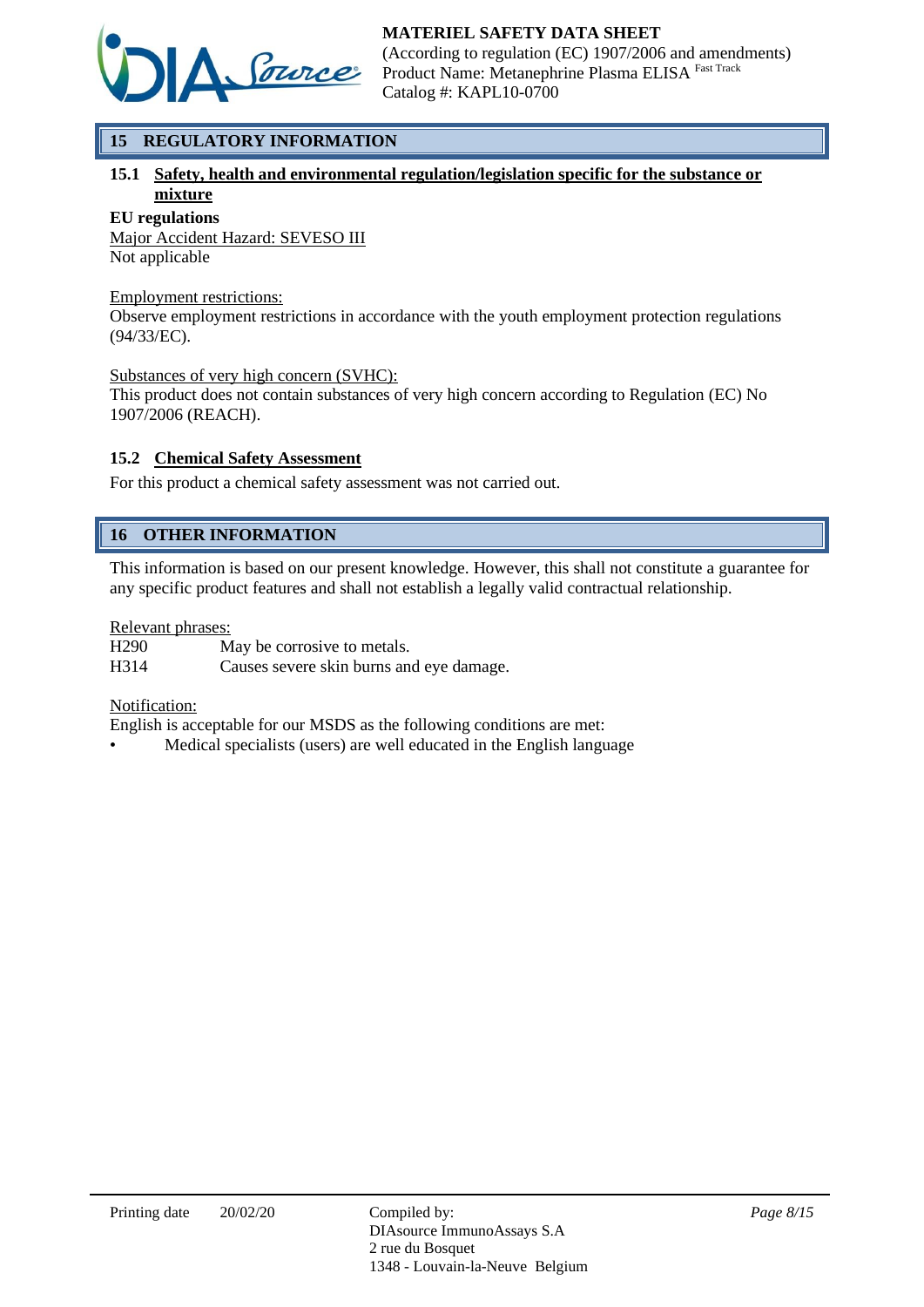## 15 REGULATORY INFORMATION

### 15.1 Safety, health and environmental regulation/legislation specific for the substance or mixture

**EU regulations**

Major Accident Hazard: SEVESO III

Not applicable

Employment restrictions:

Observe employment restrictions in accordance with the youth employment protection regulations (94/33/EC).

Substances of very high concern (SVHC):

This product does not contain substances of very high concern according to Regulation (EC) No 1907/2006 (REACH).

### 15.2 Chemical Safety Assessment

For this product a chemical safety assessment was not carried out.

## 16 OTHER INFORMATION

This information is based on our present knowledge. However, this shall not constitute a guarantee for any specific product features and shall not establish a legally valid contractual relationship.

Relevant phrases:

| | |
|---|---|
| H290 | May be corrosive to metals. |
| H314 | Causes severe skin burns and eye damage. |

Notification:

English is acceptable for our MSDS as the following conditions are met:

- Medical specialists (users) are well educated in the English language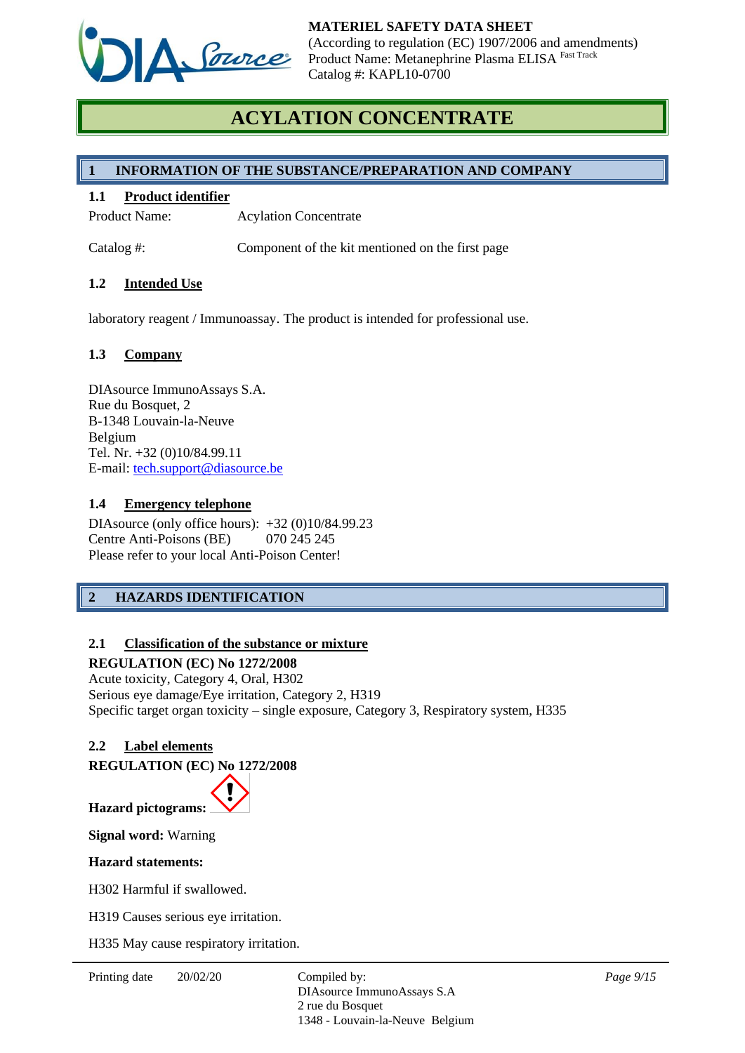# ACYLATION CONCENTRATE

## 1 INFORMATION OF THE SUBSTANCE/PREPARATION AND COMPANY

### 1.1 Product identifier

Product Name: Acylation Concentrate

Catalog #: Component of the kit mentioned on the first page

### 1.2 Intended Use

laboratory reagent / Immunoassay. The product is intended for professional use.

### 1.3 Company

DIAsource ImmunoAssays S.A.
Rue du Bosquet, 2
B-1348 Louvain-la-Neuve
Belgium
Tel. Nr. +32 (0)10/84.99.11
E-mail: tech.support@diasource.be

### 1.4 Emergency telephone

DIAsource (only office hours): +32 (0)10/84.99.23
Centre Anti-Poisons (BE) 070 245 245
Please refer to your local Anti-Poison Center!

## 2 HAZARDS IDENTIFICATION

### 2.1 Classification of the substance or mixture

**REGULATION (EC) No 1272/2008**
Acute toxicity, Category 4, Oral, H302
Serious eye damage/Eye irritation, Category 2, H319
Specific target organ toxicity – single exposure, Category 3, Respiratory system, H335

### 2.2 Label elements

**REGULATION (EC) No 1272/2008**

**Hazard pictograms:**

**Signal word:** Warning

**Hazard statements:**

H302 Harmful if swallowed.

H319 Causes serious eye irritation.

H335 May cause respiratory irritation.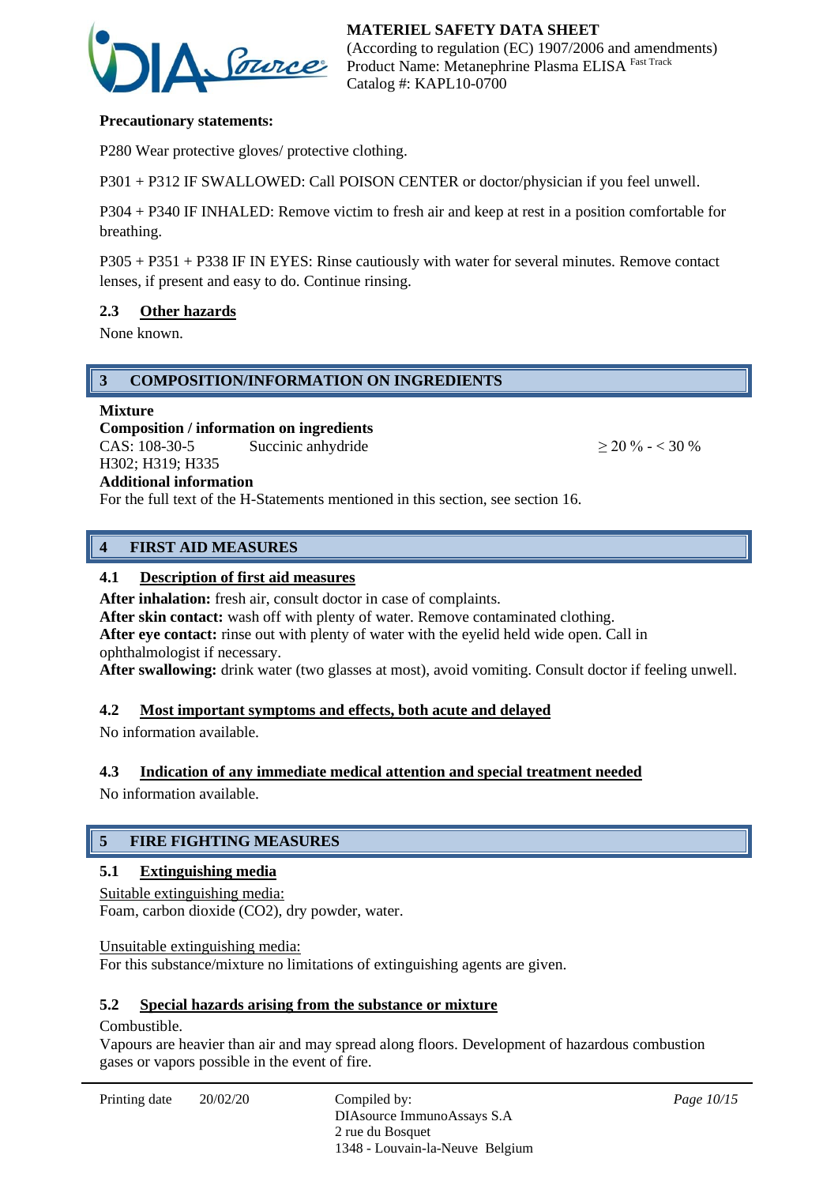**Precautionary statements:**

P280 Wear protective gloves/ protective clothing.

P301 + P312 IF SWALLOWED: Call POISON CENTER or doctor/physician if you feel unwell.

P304 + P340 IF INHALED: Remove victim to fresh air and keep at rest in a position comfortable for breathing.

P305 + P351 + P338 IF IN EYES: Rinse cautiously with water for several minutes. Remove contact lenses, if present and easy to do. Continue rinsing.

### 2.3 Other hazards

None known.

## 3 COMPOSITION/INFORMATION ON INGREDIENTS

**Mixture**
**Composition / information on ingredients**

| CAS: 108-30-5 | Succinic anhydride | ≥ 20 % - < 30 % |
|---|---|---|
| H302; H319; H335 | | |

**Additional information**
For the full text of the H-Statements mentioned in this section, see section 16.

## 4 FIRST AID MEASURES

### 4.1 Description of first aid measures

**After inhalation:** fresh air, consult doctor in case of complaints.
**After skin contact:** wash off with plenty of water. Remove contaminated clothing.
**After eye contact:** rinse out with plenty of water with the eyelid held wide open. Call in ophthalmologist if necessary.
**After swallowing:** drink water (two glasses at most), avoid vomiting. Consult doctor if feeling unwell.

### 4.2 Most important symptoms and effects, both acute and delayed

No information available.

### 4.3 Indication of any immediate medical attention and special treatment needed

No information available.

## 5 FIRE FIGHTING MEASURES

### 5.1 Extinguishing media

Suitable extinguishing media:
Foam, carbon dioxide ($CO_2$), dry powder, water.

Unsuitable extinguishing media:
For this substance/mixture no limitations of extinguishing agents are given.

### 5.2 Special hazards arising from the substance or mixture

Combustible.
Vapours are heavier than air and may spread along floors. Development of hazardous combustion gases or vapors possible in the event of fire.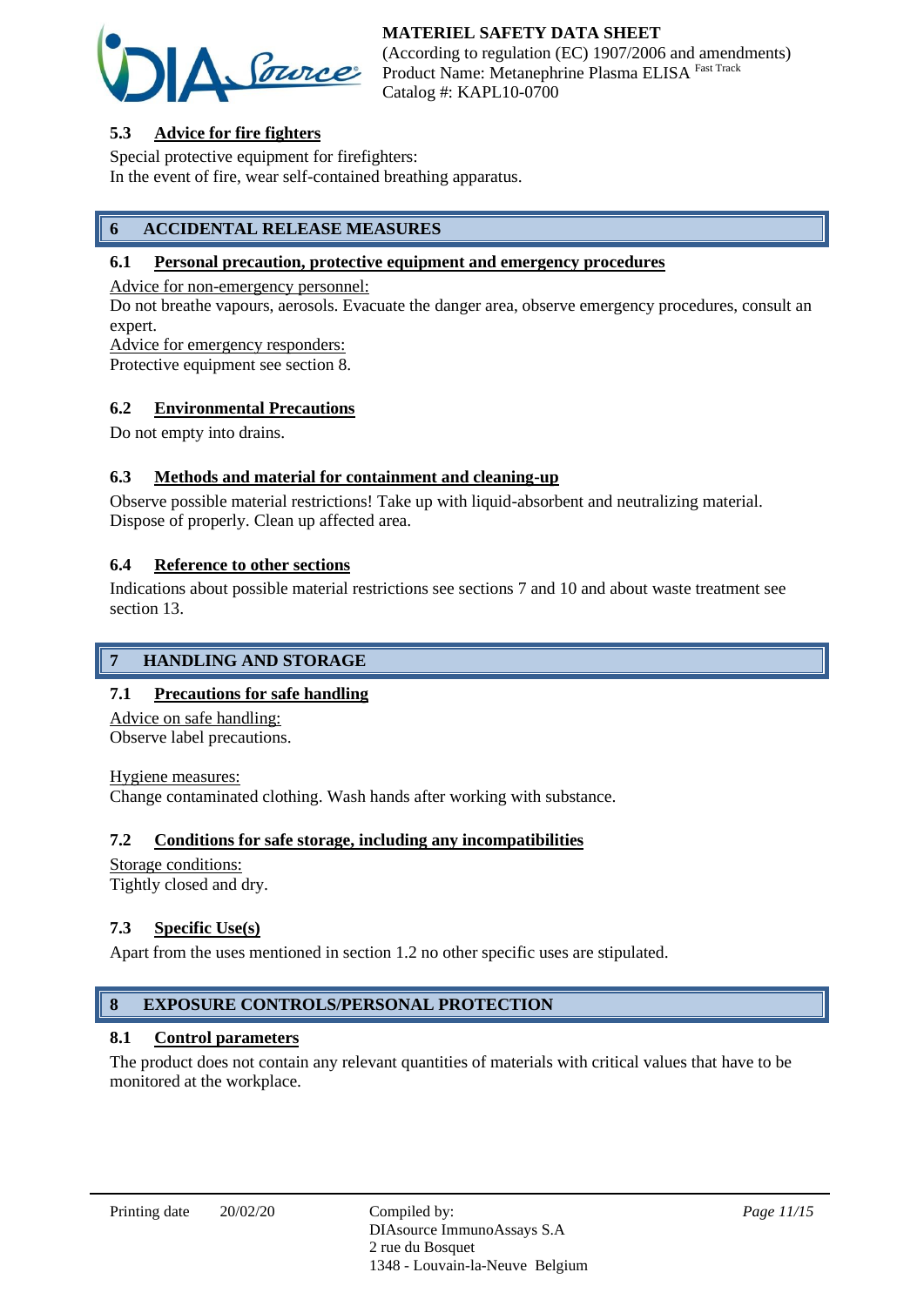### 5.3 Advice for fire fighters

Special protective equipment for firefighters:
In the event of fire, wear self-contained breathing apparatus.

## 6 ACCIDENTAL RELEASE MEASURES

### 6.1 Personal precaution, protective equipment and emergency procedures

Advice for non-emergency personnel:
Do not breathe vapours, aerosols. Evacuate the danger area, observe emergency procedures, consult an expert.
Advice for emergency responders:
Protective equipment see section 8.

### 6.2 Environmental Precautions

Do not empty into drains.

### 6.3 Methods and material for containment and cleaning-up

Observe possible material restrictions! Take up with liquid-absorbent and neutralizing material. Dispose of properly. Clean up affected area.

### 6.4 Reference to other sections

Indications about possible material restrictions see sections 7 and 10 and about waste treatment see section 13.

## 7 HANDLING AND STORAGE

### 7.1 Precautions for safe handling

Advice on safe handling:
Observe label precautions.

Hygiene measures:
Change contaminated clothing. Wash hands after working with substance.

### 7.2 Conditions for safe storage, including any incompatibilities

Storage conditions:
Tightly closed and dry.

### 7.3 Specific Use(s)

Apart from the uses mentioned in section 1.2 no other specific uses are stipulated.

## 8 EXPOSURE CONTROLS/PERSONAL PROTECTION

### 8.1 Control parameters

The product does not contain any relevant quantities of materials with critical values that have to be monitored at the workplace.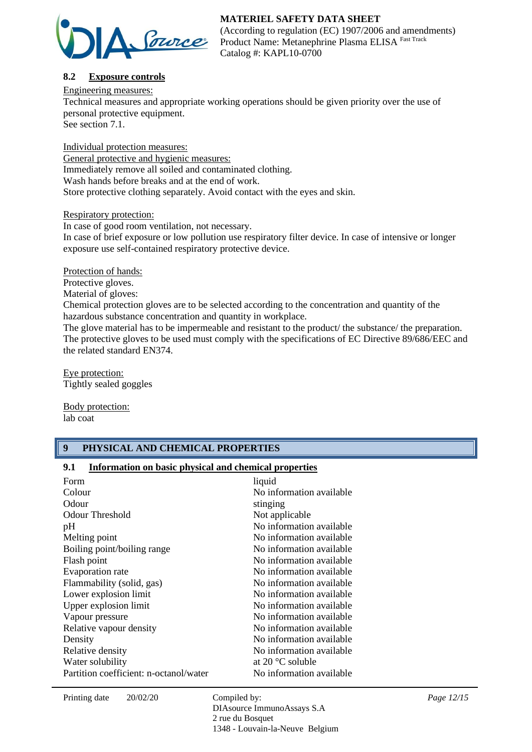### 8.2 Exposure controls

Engineering measures:

Technical measures and appropriate working operations should be given priority over the use of personal protective equipment.
See section 7.1.

Individual protection measures:

General protective and hygienic measures:

Immediately remove all soiled and contaminated clothing.
Wash hands before breaks and at the end of work.
Store protective clothing separately. Avoid contact with the eyes and skin.

Respiratory protection:

In case of good room ventilation, not necessary.
In case of brief exposure or low pollution use respiratory filter device. In case of intensive or longer exposure use self-contained respiratory protective device.

Protection of hands:

Protective gloves.
Material of gloves:
Chemical protection gloves are to be selected according to the concentration and quantity of the hazardous substance concentration and quantity in workplace.
The glove material has to be impermeable and resistant to the product/ the substance/ the preparation.
The protective gloves to be used must comply with the specifications of EC Directive 89/686/EEC and the related standard EN374.

Eye protection:

Tightly sealed goggles

Body protection:

lab coat

## 9 PHYSICAL AND CHEMICAL PROPERTIES

### 9.1 Information on basic physical and chemical properties

| | |
|---|---|
| Form | liquid |
| Colour | No information available |
| Odour | stinging |
| Odour Threshold | Not applicable |
| pH | No information available |
| Melting point | No information available |
| Boiling point/boiling range | No information available |
| Flash point | No information available |
| Evaporation rate | No information available |
| Flammability (solid, gas) | No information available |
| Lower explosion limit | No information available |
| Upper explosion limit | No information available |
| Vapour pressure | No information available |
| Relative vapour density | No information available |
| Density | No information available |
| Relative density | No information available |
| Water solubility | at 20 °C soluble |
| Partition coefficient: n-octanol/water | No information available |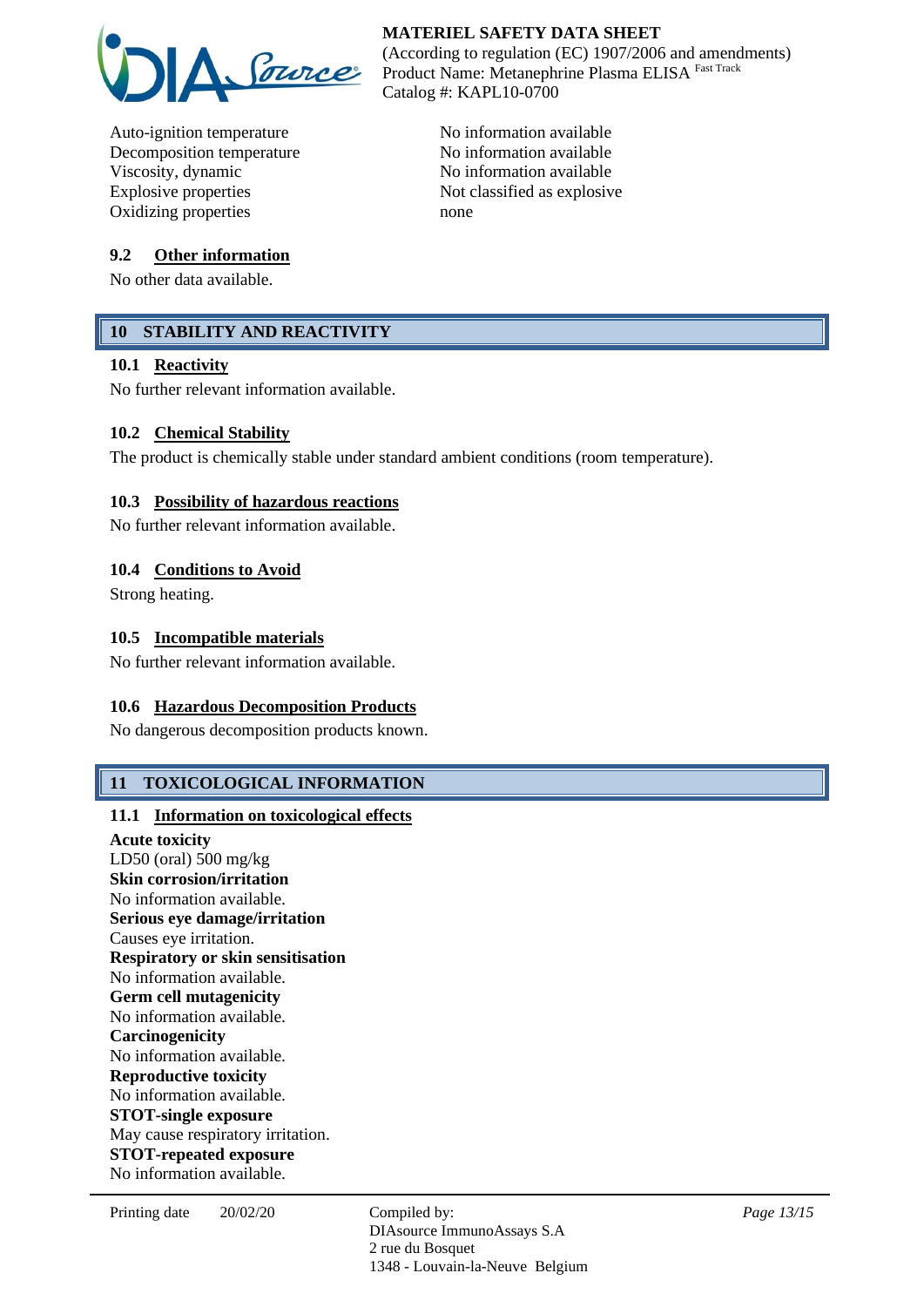| | |
|---|---|
| Auto-ignition temperature | No information available |
| Decomposition temperature | No information available |
| Viscosity, dynamic | No information available |
| Explosive properties | Not classified as explosive |
| Oxidizing properties | none |

### 9.2 Other information

No other data available.

## 10 STABILITY AND REACTIVITY

### 10.1 Reactivity

No further relevant information available.

### 10.2 Chemical Stability

The product is chemically stable under standard ambient conditions (room temperature).

### 10.3 Possibility of hazardous reactions

No further relevant information available.

### 10.4 Conditions to Avoid

Strong heating.

### 10.5 Incompatible materials

No further relevant information available.

### 10.6 Hazardous Decomposition Products

No dangerous decomposition products known.

## 11 TOXICOLOGICAL INFORMATION

### 11.1 Information on toxicological effects

**Acute toxicity**
LD50 (oral) 500 mg/kg
**Skin corrosion/irritation**
No information available.
**Serious eye damage/irritation**
Causes eye irritation.
**Respiratory or skin sensitisation**
No information available.
**Germ cell mutagenicity**
No information available.
**Carcinogenicity**
No information available.
**Reproductive toxicity**
No information available.
**STOT-single exposure**
May cause respiratory irritation.
**STOT-repeated exposure**
No information available.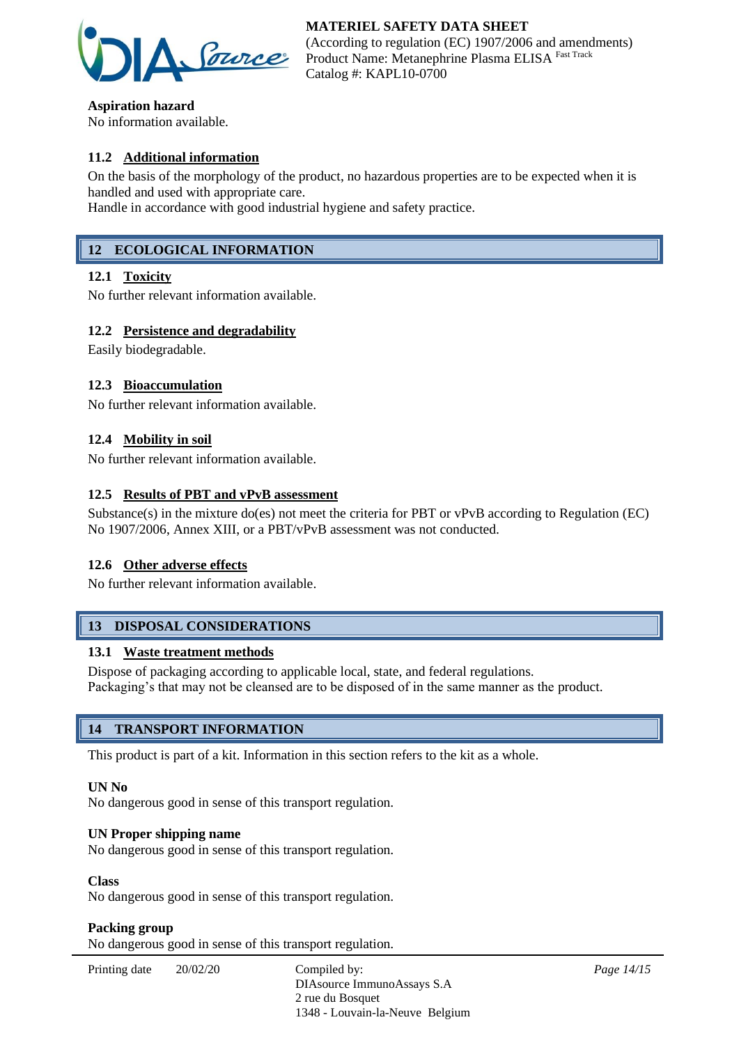**Aspiration hazard**
No information available.

### 11.2 Additional information

On the basis of the morphology of the product, no hazardous properties are to be expected when it is handled and used with appropriate care.
Handle in accordance with good industrial hygiene and safety practice.

## 12 ECOLOGICAL INFORMATION

### 12.1 Toxicity

No further relevant information available.

### 12.2 Persistence and degradability

Easily biodegradable.

### 12.3 Bioaccumulation

No further relevant information available.

### 12.4 Mobility in soil

No further relevant information available.

### 12.5 Results of PBT and vPvB assessment

Substance(s) in the mixture do(es) not meet the criteria for PBT or vPvB according to Regulation (EC) No 1907/2006, Annex XIII, or a PBT/vPvB assessment was not conducted.

### 12.6 Other adverse effects

No further relevant information available.

## 13 DISPOSAL CONSIDERATIONS

### 13.1 Waste treatment methods

Dispose of packaging according to applicable local, state, and federal regulations.
Packaging's that may not be cleansed are to be disposed of in the same manner as the product.

## 14 TRANSPORT INFORMATION

This product is part of a kit. Information in this section refers to the kit as a whole.

**UN No**
No dangerous good in sense of this transport regulation.

**UN Proper shipping name**
No dangerous good in sense of this transport regulation.

**Class**
No dangerous good in sense of this transport regulation.

**Packing group**
No dangerous good in sense of this transport regulation.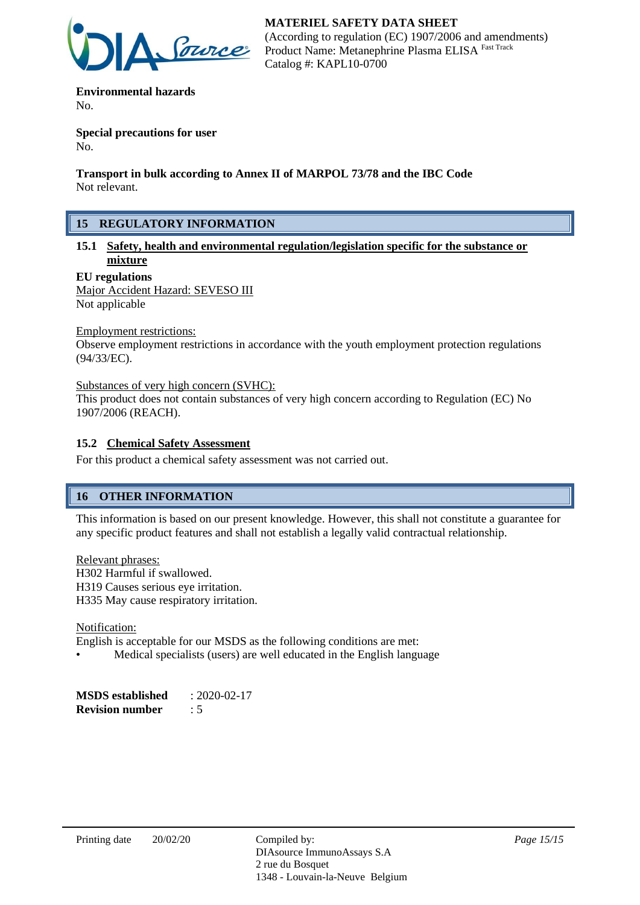**Environmental hazards**

No.

**Special precautions for user**

No.

**Transport in bulk according to Annex II of MARPOL 73/78 and the IBC Code**

Not relevant.

## 15 REGULATORY INFORMATION

### 15.1 Safety, health and environmental regulation/legislation specific for the substance or mixture

**EU regulations**

Major Accident Hazard: SEVESO III

Not applicable

Employment restrictions:

Observe employment restrictions in accordance with the youth employment protection regulations (94/33/EC).

Substances of very high concern (SVHC):

This product does not contain substances of very high concern according to Regulation (EC) No 1907/2006 (REACH).

### 15.2 Chemical Safety Assessment

For this product a chemical safety assessment was not carried out.

## 16 OTHER INFORMATION

This information is based on our present knowledge. However, this shall not constitute a guarantee for any specific product features and shall not establish a legally valid contractual relationship.

Relevant phrases:

H302 Harmful if swallowed.
H319 Causes serious eye irritation.
H335 May cause respiratory irritation.

Notification:

English is acceptable for our MSDS as the following conditions are met:

- Medical specialists (users) are well educated in the English language

**MSDS established** : 2020-02-17
**Revision number** : 5